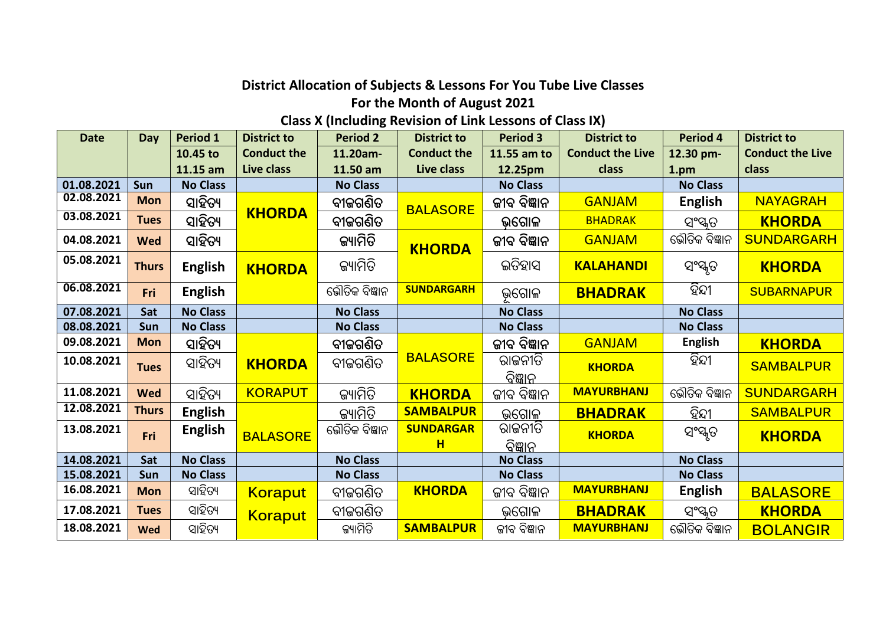## District Allocation of Subjects & Lessons For You Tube Live Classes
## For the Month of August 2021
## Class X (Including Revision of Link Lessons of Class IX)

| Date | Day | Period 1 10.45 to 11.15 am | District to Conduct the Live class | Period 2 11.20am-11.50 am | District to Conduct the Live class | Period 3 11.55 am to 12.25pm | District to Conduct the Live class | Period 4 12.30 pm-1.pm | District to Conduct the Live class |
|---|---|---|---|---|---|---|---|---|---|
| 01.08.2021 | Sun | No Class | | No Class | | No Class | | No Class | |
| 02.08.2021 | Mon | ସାହିତ୍ୟ | KHORDA | ବୀଜଗଣିତ | BALASORE | ଜୀବ ବିଜ୍ଞାନ | GANJAM | English | NAYAGRAH |
| 03.08.2021 | Tues | ସାହିତ୍ୟ | | ବୀଜଗଣିତ | | ଭୂଗୋଳ | BHADRAK | ସଂସ୍କୃତ | KHORDA |
| 04.08.2021 | Wed | ସାହିତ୍ୟ | | ଜ୍ୟାମିତି | KHORDA | ଜୀବ ବିଜ୍ଞାନ | GANJAM | ଭୌତିକ ବିଜ୍ଞାନ | SUNDARGARH |
| 05.08.2021 | Thurs | English | KHORDA | ଜ୍ୟାମିତି | | ଇତିହାସ | KALAHANDI | ସଂସ୍କୃତ | KHORDA |
| 06.08.2021 | Fri | English | | ଭୌତିକ ବିଜ୍ଞାନ | SUNDARGARH | ଭୂଗୋଳ | BHADRAK | ହିନ୍ଦୀ | SUBARNAPUR |
| 07.08.2021 | Sat | No Class | | No Class | | No Class | | No Class | |
| 08.08.2021 | Sun | No Class | | No Class | | No Class | | No Class | |
| 09.08.2021 | Mon | ସାହିତ୍ୟ | KHORDA | ବୀଜଗଣିତ | BALASORE | ଜୀବ ବିଜ୍ଞାନ | GANJAM | English | KHORDA |
| 10.08.2021 | Tues | ସାହିତ୍ୟ | | ବୀଜଗଣିତ | | ରାଜନୀତି ବିଜ୍ଞାନ | KHORDA | ହିନ୍ଦୀ | SAMBALPUR |
| 11.08.2021 | Wed | ସାହିତ୍ୟ | KORAPUT | ଜ୍ୟାମିତି | KHORDA | ଜୀବ ବିଜ୍ଞାନ | MAYURBHANJ | ଭୌତିକ ବିଜ୍ଞାନ | SUNDARGARH |
| 12.08.2021 | Thurs | English | BALASORE | ଜ୍ୟାମିତି | SAMBALPUR | ଭୂଗୋଳ | BHADRAK | ହିନ୍ଦୀ | SAMBALPUR |
| 13.08.2021 | Fri | English | | ଭୌତିକ ବିଜ୍ଞାନ | SUNDARGARH | ରାଜନୀତି ବିଜ୍ଞାନ | KHORDA | ସଂସ୍କୃତ | KHORDA |
| 14.08.2021 | Sat | No Class | | No Class | | No Class | | No Class | |
| 15.08.2021 | Sun | No Class | | No Class | | No Class | | No Class | |
| 16.08.2021 | Mon | ସାହିତ୍ୟ | Koraput | ବୀଜଗଣିତ | KHORDA | ଜୀବ ବିଜ୍ଞାନ | MAYURBHANJ | English | BALASORE |
| 17.08.2021 | Tues | ସାହିତ୍ୟ | Koraput | ବୀଜଗଣିତ | | ଭୂଗୋଳ | BHADRAK | ସଂସ୍କୃତ | KHORDA |
| 18.08.2021 | Wed | ସାହିତ୍ୟ | | ଜ୍ୟାମିତି | SAMBALPUR | ଜୀବ ବିଜ୍ଞାନ | MAYURBHANJ | ଭୌତିକ ବିଜ୍ଞାନ | BOLANGIR |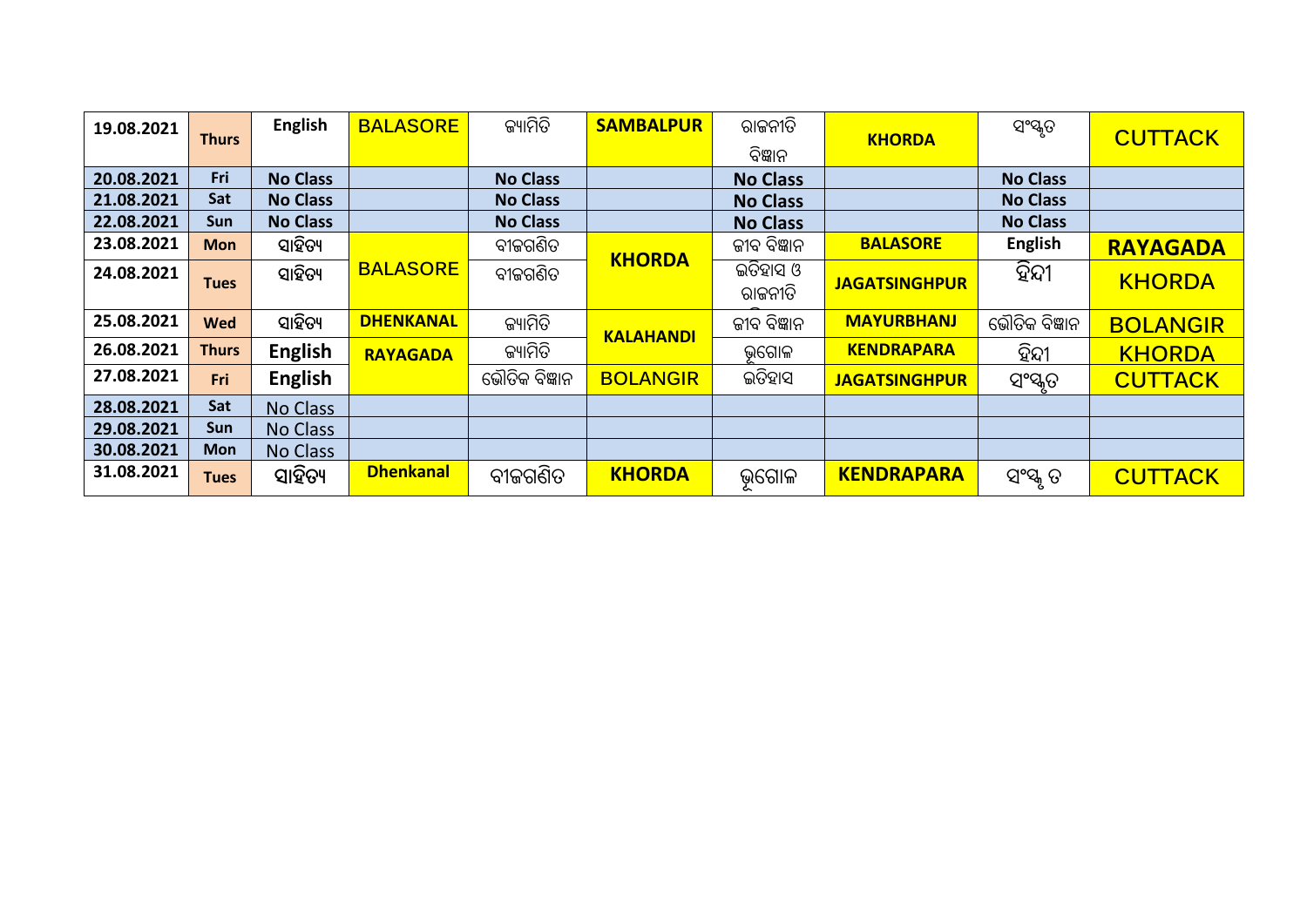| | | | | | | | | | |
|---|---|---|---|---|---|---|---|---|---|
| 19.08.2021 | Thurs | English | BALASORE | ଜ୍ୟାମିତି | SAMBALPUR | ରାଜନୀତି ବିଜ୍ଞାନ | KHORDA | ସଂସ୍କୃତ | CUTTACK |
| 20.08.2021 | Fri | No Class | | No Class | | No Class | | No Class | |
| 21.08.2021 | Sat | No Class | | No Class | | No Class | | No Class | |
| 22.08.2021 | Sun | No Class | | No Class | | No Class | | No Class | |
| 23.08.2021 | Mon | ସାହିତ୍ୟ | BALASORE | ବୀଜଗଣିତ | KHORDA | ଜୀବ ବିଜ୍ଞାନ | BALASORE | English | RAYAGADA |
| 24.08.2021 | Tues | ସାହିତ୍ୟ | | ବୀଜଗଣିତ | | ଇତିହାସ ଓ ରାଜନୀତି | JAGATSINGHPUR | ହିନ୍ଦୀ | KHORDA |
| 25.08.2021 | Wed | ସାହିତ୍ୟ | DHENKANAL | ଜ୍ୟାମିତି | KALAHANDI | ଜୀବ ବିଜ୍ଞାନ | MAYURBHANJ | ଭୌତିକ ବିଜ୍ଞାନ | BOLANGIR |
| 26.08.2021 | Thurs | English | RAYAGADA | ଜ୍ୟାମିତି | | ଭୂଗୋଳ | KENDRAPARA | ହିନ୍ଦୀ | KHORDA |
| 27.08.2021 | Fri | English | | ଭୌତିକ ବିଜ୍ଞାନ | BOLANGIR | ଇତିହାସ | JAGATSINGHPUR | ସଂସ୍କୃତ | CUTTACK |
| 28.08.2021 | Sat | No Class | | | | | | | |
| 29.08.2021 | Sun | No Class | | | | | | | |
| 30.08.2021 | Mon | No Class | | | | | | | |
| 31.08.2021 | Tues | ସାହିତ୍ୟ | Dhenkanal | ବୀଜଗଣିତ | KHORDA | ଭୂଗୋଳ | KENDRAPARA | ସଂସ୍କୃତ | CUTTACK |